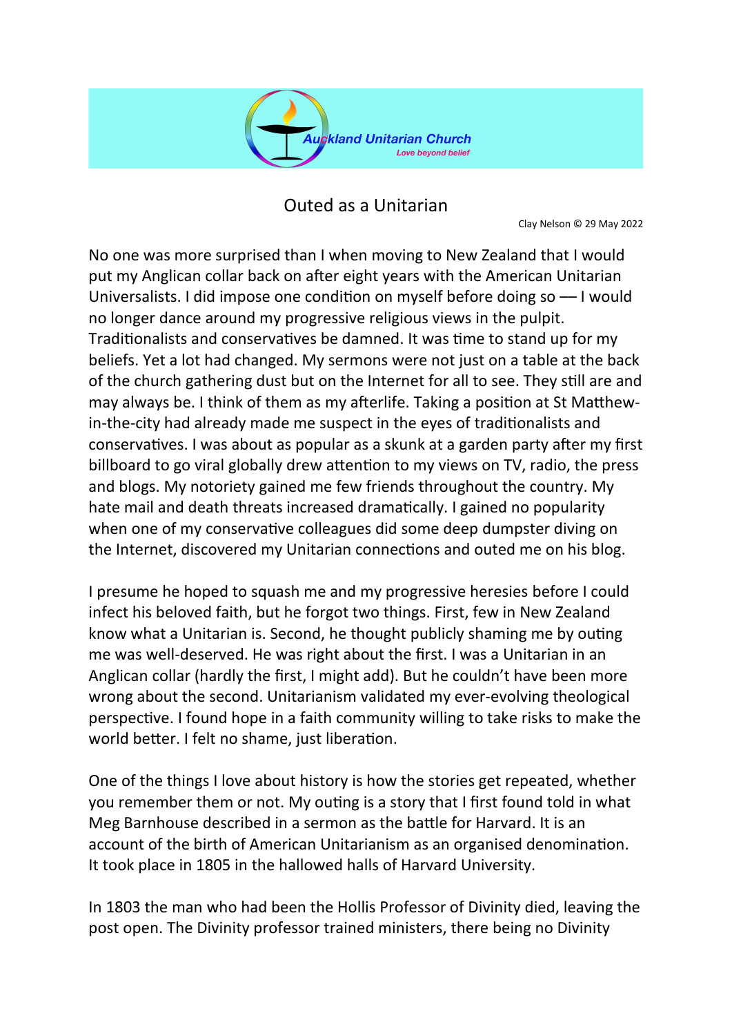Auckland Unitarian Church

*Love beyond belief*

# Outed as a Unitarian

Clay Nelson © 29 May 2022

No one was more surprised than I when moving to New Zealand that I would put my Anglican collar back on after eight years with the American Unitarian Universalists. I did impose one condition on myself before doing so — I would no longer dance around my progressive religious views in the pulpit. Traditionalists and conservatives be damned. It was time to stand up for my beliefs. Yet a lot had changed. My sermons were not just on a table at the back of the church gathering dust but on the Internet for all to see. They still are and may always be. I think of them as my afterlife. Taking a position at St Matthew-in-the-city had already made me suspect in the eyes of traditionalists and conservatives. I was about as popular as a skunk at a garden party after my first billboard to go viral globally drew attention to my views on TV, radio, the press and blogs. My notoriety gained me few friends throughout the country. My hate mail and death threats increased dramatically. I gained no popularity when one of my conservative colleagues did some deep dumpster diving on the Internet, discovered my Unitarian connections and outed me on his blog.

I presume he hoped to squash me and my progressive heresies before I could infect his beloved faith, but he forgot two things. First, few in New Zealand know what a Unitarian is. Second, he thought publicly shaming me by outing me was well-deserved. He was right about the first. I was a Unitarian in an Anglican collar (hardly the first, I might add). But he couldn't have been more wrong about the second. Unitarianism validated my ever-evolving theological perspective. I found hope in a faith community willing to take risks to make the world better. I felt no shame, just liberation.

One of the things I love about history is how the stories get repeated, whether you remember them or not. My outing is a story that I first found told in what Meg Barnhouse described in a sermon as the battle for Harvard. It is an account of the birth of American Unitarianism as an organised denomination. It took place in 1805 in the hallowed halls of Harvard University.

In 1803 the man who had been the Hollis Professor of Divinity died, leaving the post open. The Divinity professor trained ministers, there being no Divinity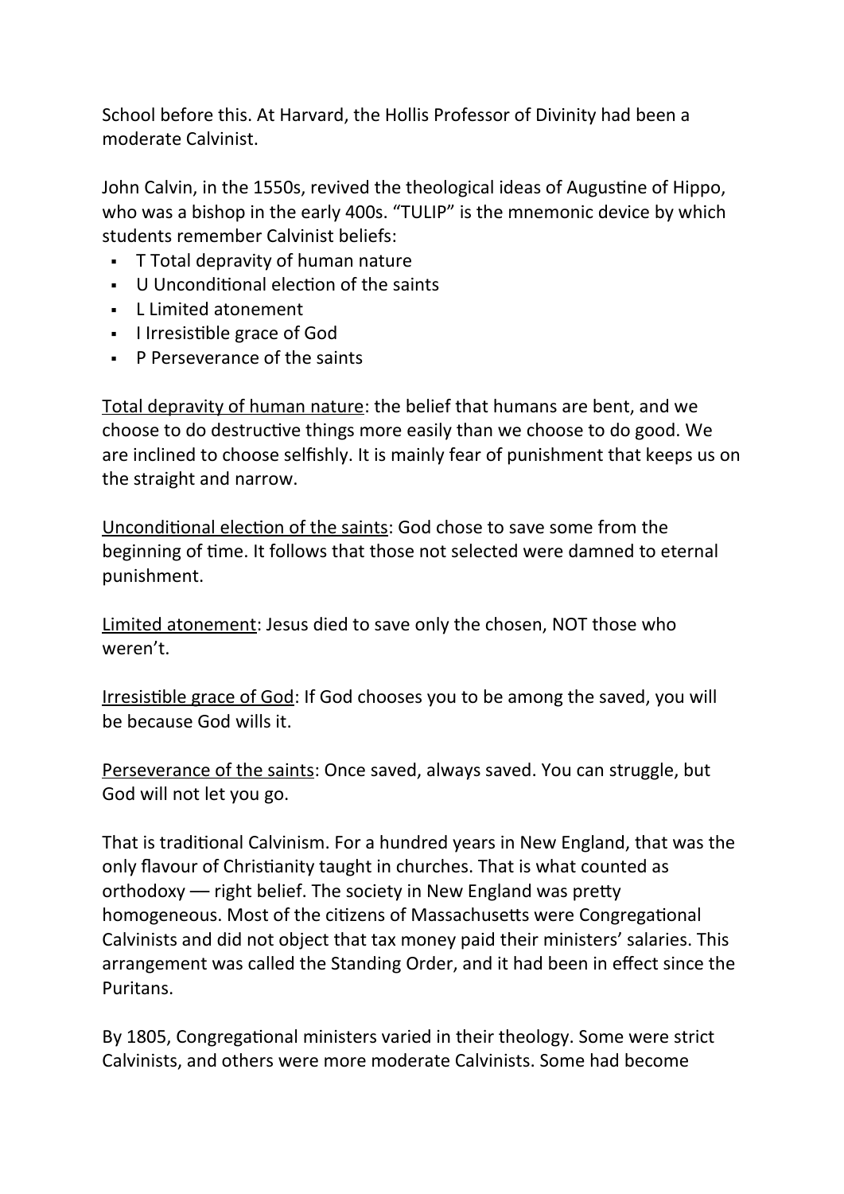School before this. At Harvard, the Hollis Professor of Divinity had been a moderate Calvinist.

John Calvin, in the 1550s, revived the theological ideas of Augustine of Hippo, who was a bishop in the early 400s. "TULIP" is the mnemonic device by which students remember Calvinist beliefs:

- T Total depravity of human nature
- U Unconditional election of the saints
- L Limited atonement
- I Irresistible grace of God
- P Perseverance of the saints

<u>Total depravity of human nature</u>: the belief that humans are bent, and we choose to do destructive things more easily than we choose to do good. We are inclined to choose selfishly. It is mainly fear of punishment that keeps us on the straight and narrow.

<u>Unconditional election of the saints</u>: God chose to save some from the beginning of time. It follows that those not selected were damned to eternal punishment.

<u>Limited atonement</u>: Jesus died to save only the chosen, NOT those who weren't.

<u>Irresistible grace of God</u>: If God chooses you to be among the saved, you will be because God wills it.

<u>Perseverance of the saints</u>: Once saved, always saved. You can struggle, but God will not let you go.

That is traditional Calvinism. For a hundred years in New England, that was the only flavour of Christianity taught in churches. That is what counted as orthodoxy — right belief. The society in New England was pretty homogeneous. Most of the citizens of Massachusetts were Congregational Calvinists and did not object that tax money paid their ministers' salaries. This arrangement was called the Standing Order, and it had been in effect since the Puritans.

By 1805, Congregational ministers varied in their theology. Some were strict Calvinists, and others were more moderate Calvinists. Some had become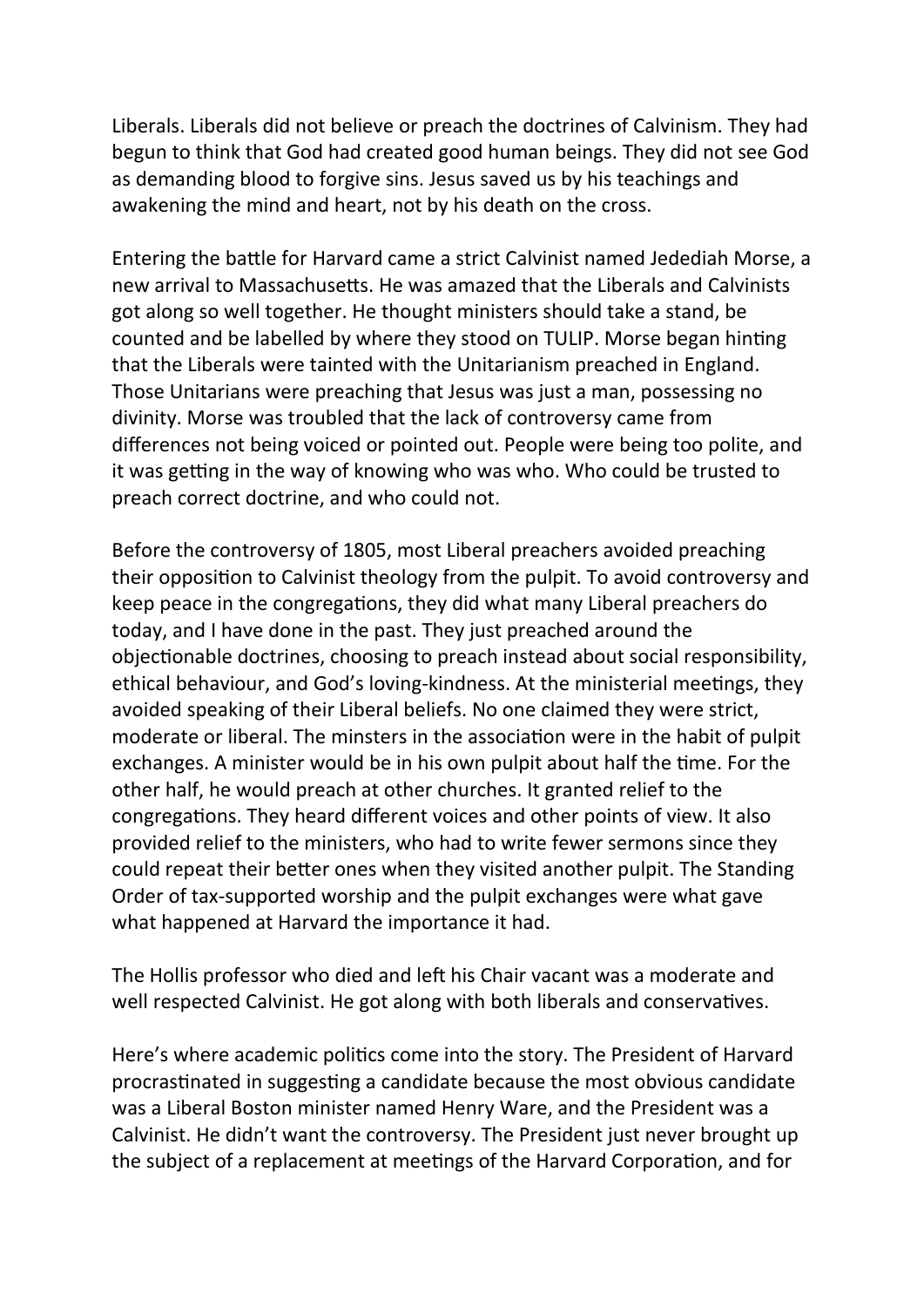Liberals. Liberals did not believe or preach the doctrines of Calvinism. They had begun to think that God had created good human beings. They did not see God as demanding blood to forgive sins. Jesus saved us by his teachings and awakening the mind and heart, not by his death on the cross.

Entering the battle for Harvard came a strict Calvinist named Jedediah Morse, a new arrival to Massachusetts. He was amazed that the Liberals and Calvinists got along so well together. He thought ministers should take a stand, be counted and be labelled by where they stood on TULIP. Morse began hinting that the Liberals were tainted with the Unitarianism preached in England. Those Unitarians were preaching that Jesus was just a man, possessing no divinity. Morse was troubled that the lack of controversy came from differences not being voiced or pointed out. People were being too polite, and it was getting in the way of knowing who was who. Who could be trusted to preach correct doctrine, and who could not.

Before the controversy of 1805, most Liberal preachers avoided preaching their opposition to Calvinist theology from the pulpit. To avoid controversy and keep peace in the congregations, they did what many Liberal preachers do today, and I have done in the past. They just preached around the objectionable doctrines, choosing to preach instead about social responsibility, ethical behaviour, and God's loving-kindness. At the ministerial meetings, they avoided speaking of their Liberal beliefs. No one claimed they were strict, moderate or liberal. The minsters in the association were in the habit of pulpit exchanges. A minister would be in his own pulpit about half the time. For the other half, he would preach at other churches. It granted relief to the congregations. They heard different voices and other points of view. It also provided relief to the ministers, who had to write fewer sermons since they could repeat their better ones when they visited another pulpit. The Standing Order of tax-supported worship and the pulpit exchanges were what gave what happened at Harvard the importance it had.

The Hollis professor who died and left his Chair vacant was a moderate and well respected Calvinist. He got along with both liberals and conservatives.

Here's where academic politics come into the story. The President of Harvard procrastinated in suggesting a candidate because the most obvious candidate was a Liberal Boston minister named Henry Ware, and the President was a Calvinist. He didn't want the controversy. The President just never brought up the subject of a replacement at meetings of the Harvard Corporation, and for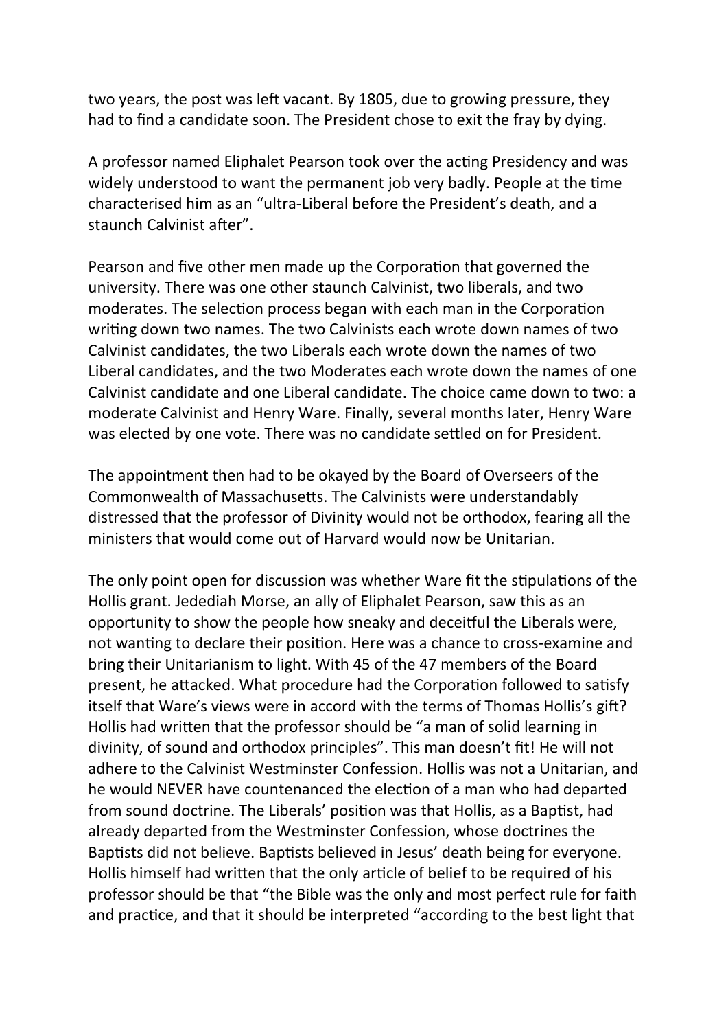two years, the post was left vacant. By 1805, due to growing pressure, they had to find a candidate soon. The President chose to exit the fray by dying.

A professor named Eliphalet Pearson took over the acting Presidency and was widely understood to want the permanent job very badly. People at the time characterised him as an "ultra-Liberal before the President's death, and a staunch Calvinist after".

Pearson and five other men made up the Corporation that governed the university. There was one other staunch Calvinist, two liberals, and two moderates. The selection process began with each man in the Corporation writing down two names. The two Calvinists each wrote down names of two Calvinist candidates, the two Liberals each wrote down the names of two Liberal candidates, and the two Moderates each wrote down the names of one Calvinist candidate and one Liberal candidate. The choice came down to two: a moderate Calvinist and Henry Ware. Finally, several months later, Henry Ware was elected by one vote. There was no candidate settled on for President.

The appointment then had to be okayed by the Board of Overseers of the Commonwealth of Massachusetts. The Calvinists were understandably distressed that the professor of Divinity would not be orthodox, fearing all the ministers that would come out of Harvard would now be Unitarian.

The only point open for discussion was whether Ware fit the stipulations of the Hollis grant. Jedediah Morse, an ally of Eliphalet Pearson, saw this as an opportunity to show the people how sneaky and deceitful the Liberals were, not wanting to declare their position. Here was a chance to cross-examine and bring their Unitarianism to light. With 45 of the 47 members of the Board present, he attacked. What procedure had the Corporation followed to satisfy itself that Ware's views were in accord with the terms of Thomas Hollis's gift? Hollis had written that the professor should be "a man of solid learning in divinity, of sound and orthodox principles". This man doesn't fit! He will not adhere to the Calvinist Westminster Confession. Hollis was not a Unitarian, and he would NEVER have countenanced the election of a man who had departed from sound doctrine. The Liberals' position was that Hollis, as a Baptist, had already departed from the Westminster Confession, whose doctrines the Baptists did not believe. Baptists believed in Jesus' death being for everyone. Hollis himself had written that the only article of belief to be required of his professor should be that "the Bible was the only and most perfect rule for faith and practice, and that it should be interpreted "according to the best light that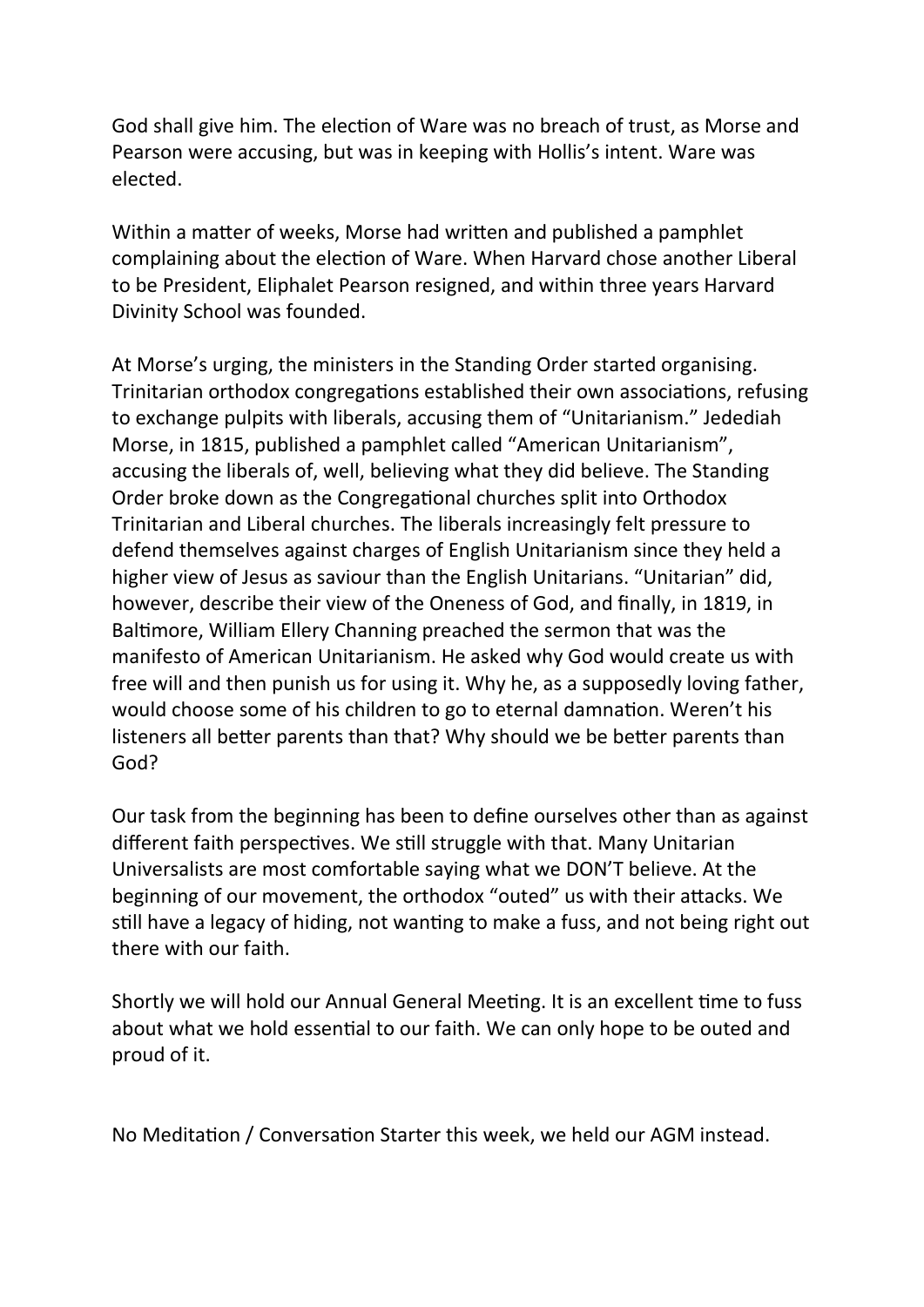God shall give him. The election of Ware was no breach of trust, as Morse and Pearson were accusing, but was in keeping with Hollis's intent. Ware was elected.

Within a matter of weeks, Morse had written and published a pamphlet complaining about the election of Ware. When Harvard chose another Liberal to be President, Eliphalet Pearson resigned, and within three years Harvard Divinity School was founded.

At Morse's urging, the ministers in the Standing Order started organising. Trinitarian orthodox congregations established their own associations, refusing to exchange pulpits with liberals, accusing them of "Unitarianism." Jedediah Morse, in 1815, published a pamphlet called "American Unitarianism", accusing the liberals of, well, believing what they did believe. The Standing Order broke down as the Congregational churches split into Orthodox Trinitarian and Liberal churches. The liberals increasingly felt pressure to defend themselves against charges of English Unitarianism since they held a higher view of Jesus as saviour than the English Unitarians. "Unitarian" did, however, describe their view of the Oneness of God, and finally, in 1819, in Baltimore, William Ellery Channing preached the sermon that was the manifesto of American Unitarianism. He asked why God would create us with free will and then punish us for using it. Why he, as a supposedly loving father, would choose some of his children to go to eternal damnation. Weren't his listeners all better parents than that? Why should we be better parents than God?

Our task from the beginning has been to define ourselves other than as against different faith perspectives. We still struggle with that. Many Unitarian Universalists are most comfortable saying what we DON'T believe. At the beginning of our movement, the orthodox "outed" us with their attacks. We still have a legacy of hiding, not wanting to make a fuss, and not being right out there with our faith.

Shortly we will hold our Annual General Meeting. It is an excellent time to fuss about what we hold essential to our faith. We can only hope to be outed and proud of it.

No Meditation / Conversation Starter this week, we held our AGM instead.